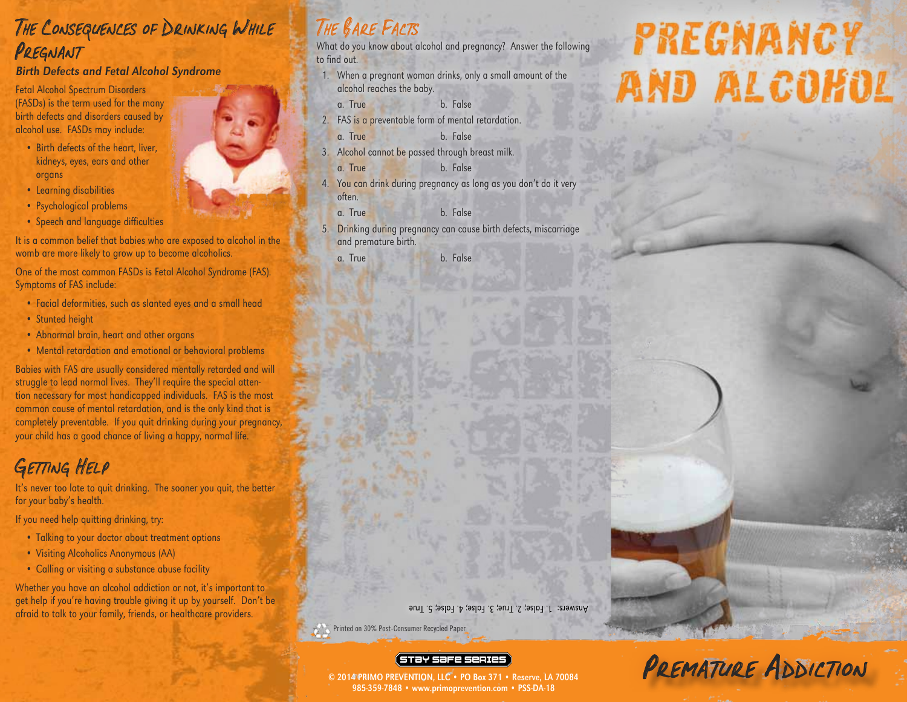# The Consequences of Drinking While Pregnant

### *Birth Defects and Fetal Alcohol Syndrome*

Fetal Alcohol Spectrum Disorders (FASDs) is the term used for the many birth defects and disorders caused by alcohol use. FASDs may include:

- Birth defects of the heart, liver, kidneys, eyes, ears and other organs
- Learning disabilities
- Psychological problems
- Speech and language difficulties

It is a common belief that babies who are exposed to alcohol in the womb are more likely to grow up to become alcoholics.

One of the most common FASDs is Fetal Alcohol Syndrome (FAS). Symptoms of FAS include:

- Facial deformities, such as slanted eyes and a small head
- Stunted height
- Abnormal brain, heart and other organs
- Mental retardation and emotional or behavioral problems

Babies with FAS are usually considered mentally retarded and will struggle to lead normal lives. They'll require the special attention necessary for most handicapped individuals. FAS is the most common cause of mental retardation, and is the only kind that is completely preventable. If you quit drinking during your pregnancy, your child has a good chance of living a happy, normal life.

# Getting Help

It's never too late to quit drinking. The sooner you quit, the better for your baby's health.

If you need help quitting drinking, try:

- Talking to your doctor about treatment options
- Visiting Alcoholics Anonymous (AA)
- Calling or visiting a substance abuse facility

Whether you have an alcohol addiction or not, it's important to get help if you're having trouble giving it up by yourself. Don't be afraid to talk to your family, friends, or healthcare providers.

# The Bare Facts

What do you know about alcohol and pregnancy? Answer the following to find out.

1. When a pregnant woman drinks, only a small amount of the alcohol reaches the baby.
   a. True b. False
2. FAS is a preventable form of mental retardation.
   a. True b. False
3. Alcohol cannot be passed through breast milk.
   a. True b. False
4. You can drink during pregnancy as long as you don't do it very often.
   a. True b. False
5. Drinking during pregnancy can cause birth defects, miscarriage and premature birth.
   a. True b. False

Answers: 1. False; 2. True; 3. False; 4. False; 5. True

Printed on 30% Post-Consumer Recycled Paper

Stay Safe Series

© 2014 PRIMO PREVENTION, LLC • PO Box 371 • Reserve, LA 70084
985-359-7848 • www.primoprevention.com • PSS-DA-18

# Pregnancy and Alcohol

## Premature Addiction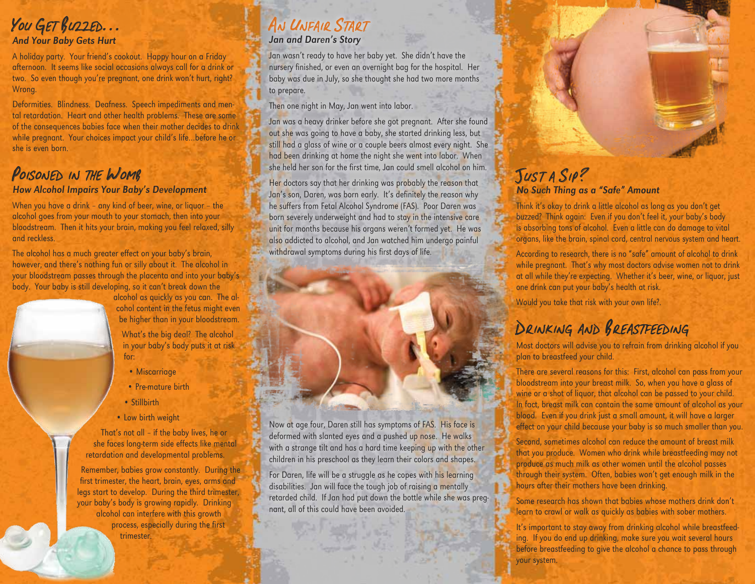# You Get Buzzed…

### And Your Baby Gets Hurt

A holiday party. Your friend's cookout. Happy hour on a Friday afternoon. It seems like social occasions always call for a drink or two. So even though you're pregnant, one drink won't hurt, right? Wrong.

Deformities. Blindness. Deafness. Speech impediments and mental retardation. Heart and other health problems. These are some of the consequences babies face when their mother decides to drink while pregnant. Your choices impact your child's life…before he or she is even born.

# Poisoned in the Womb

### How Alcohol Impairs Your Baby's Development

When you have a drink – any kind of beer, wine, or liquor – the alcohol goes from your mouth to your stomach, then into your bloodstream. Then it hits your brain, making you feel relaxed, silly and reckless.

The alcohol has a much greater effect on your baby's brain, however, and there's nothing fun or silly about it. The alcohol in your bloodstream passes through the placenta and into your baby's body. Your baby is still developing, so it can't break down the alcohol as quickly as you can. The alcohol content in the fetus might even be higher than in your bloodstream.

What's the big deal? The alcohol in your baby's body puts it at risk for:

- Miscarriage
- Pre-mature birth
- Stillbirth
- Low birth weight

That's not all – if the baby lives, he or she faces long-term side effects like mental retardation and developmental problems.

Remember, babies grow constantly. During the first trimester, the heart, brain, eyes, arms and legs start to develop. During the third trimester, your baby's body is growing rapidly. Drinking alcohol can interfere with this growth process, especially during the first trimester.

# An Unfair Start

### Jan and Daren's Story

Jan wasn't ready to have her baby yet. She didn't have the nursery finished, or even an overnight bag for the hospital. Her baby was due in July, so she thought she had two more months to prepare.

Then one night in May, Jan went into labor.

Jan was a heavy drinker before she got pregnant. After she found out she was going to have a baby, she started drinking less, but still had a glass of wine or a couple beers almost every night. She had been drinking at home the night she went into labor. When she held her son for the first time, Jan could smell alcohol on him.

Her doctors say that her drinking was probably the reason that Jan's son, Daren, was born early. It's definitely the reason why he suffers from Fetal Alcohol Syndrome (FAS). Poor Daren was born severely underweight and had to stay in the intensive care unit for months because his organs weren't formed yet. He was also addicted to alcohol, and Jan watched him undergo painful withdrawal symptoms during his first days of life.

Now at age four, Daren still has symptoms of FAS. His face is deformed with slanted eyes and a pushed up nose. He walks with a strange tilt and has a hard time keeping up with the other children in his preschool as they learn their colors and shapes.

For Daren, life will be a struggle as he copes with his learning disabilities. Jan will face the tough job of raising a mentally retarded child. If Jan had put down the bottle while she was pregnant, all of this could have been avoided.

# Just a Sip?

### No Such Thing as a "Safe" Amount

Think it's okay to drink a little alcohol as long as you don't get buzzed? Think again: Even if you don't feel it, your baby's body is absorbing tons of alcohol. Even a little can do damage to vital organs, like the brain, spinal cord, central nervous system and heart.

According to research, there is no "safe" amount of alcohol to drink while pregnant. That's why most doctors advise women not to drink at all while they're expecting. Whether it's beer, wine, or liquor, just one drink can put your baby's health at risk.

Would you take that risk with your own life?.

# Drinking and Breastfeeding

Most doctors will advise you to refrain from drinking alcohol if you plan to breastfeed your child.

There are several reasons for this: First, alcohol can pass from your bloodstream into your breast milk. So, when you have a glass of wine or a shot of liquor, that alcohol can be passed to your child. In fact, breast milk can contain the same amount of alcohol as your blood. Even if you drink just a small amount, it will have a larger effect on your child because your baby is so much smaller than you.

Second, sometimes alcohol can reduce the amount of breast milk that you produce. Women who drink while breastfeeding may not produce as much milk as other women until the alcohol passes through their system. Often, babies won't get enough milk in the hours after their mothers have been drinking.

Some research has shown that babies whose mothers drink don't learn to crawl or walk as quickly as babies with sober mothers.

It's important to stay away from drinking alcohol while breastfeeding. If you do end up drinking, make sure you wait several hours before breastfeeding to give the alcohol a chance to pass through your system.